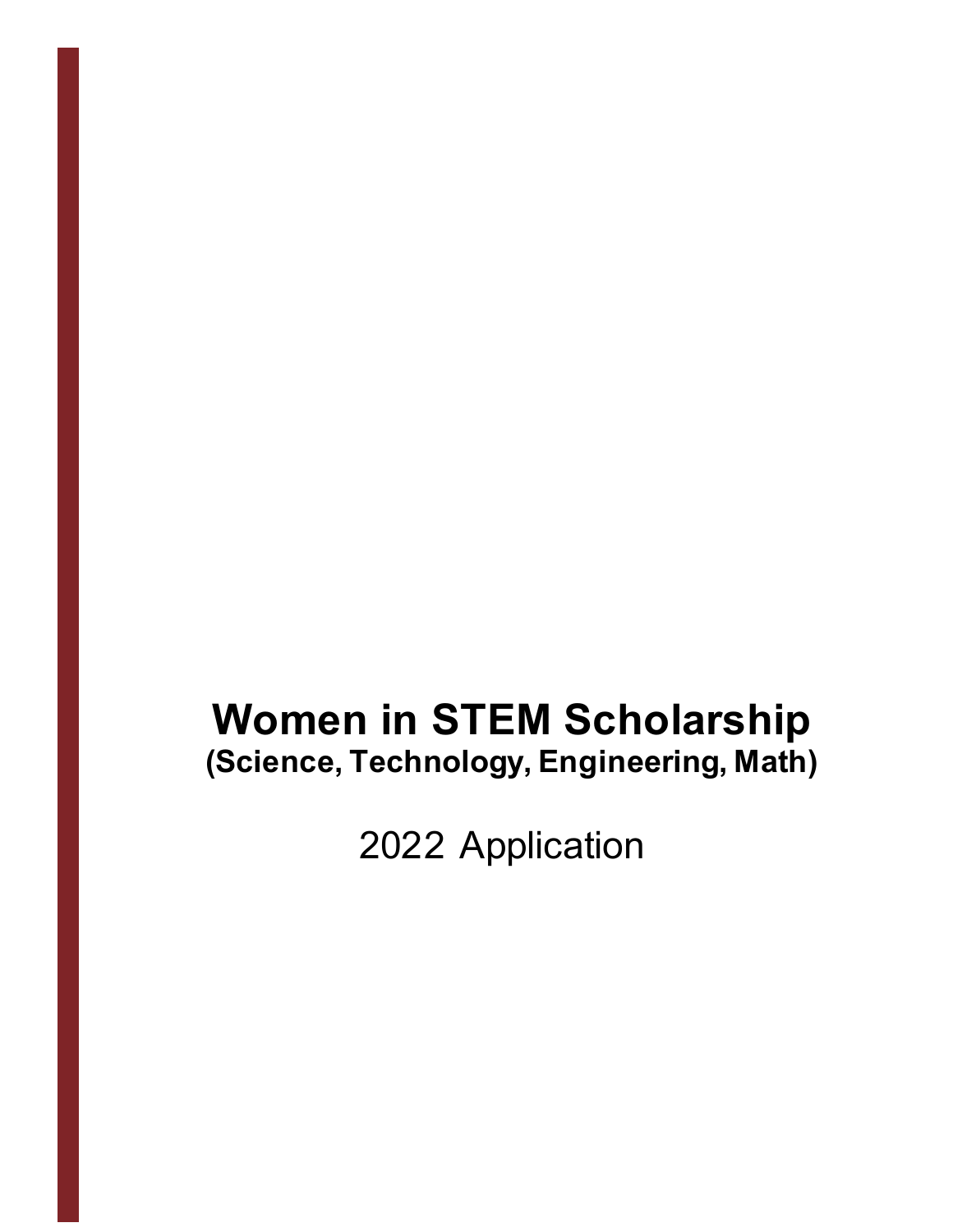# Women in STEM Scholarship

**(Science, Technology, Engineering, Math)**

2022 Application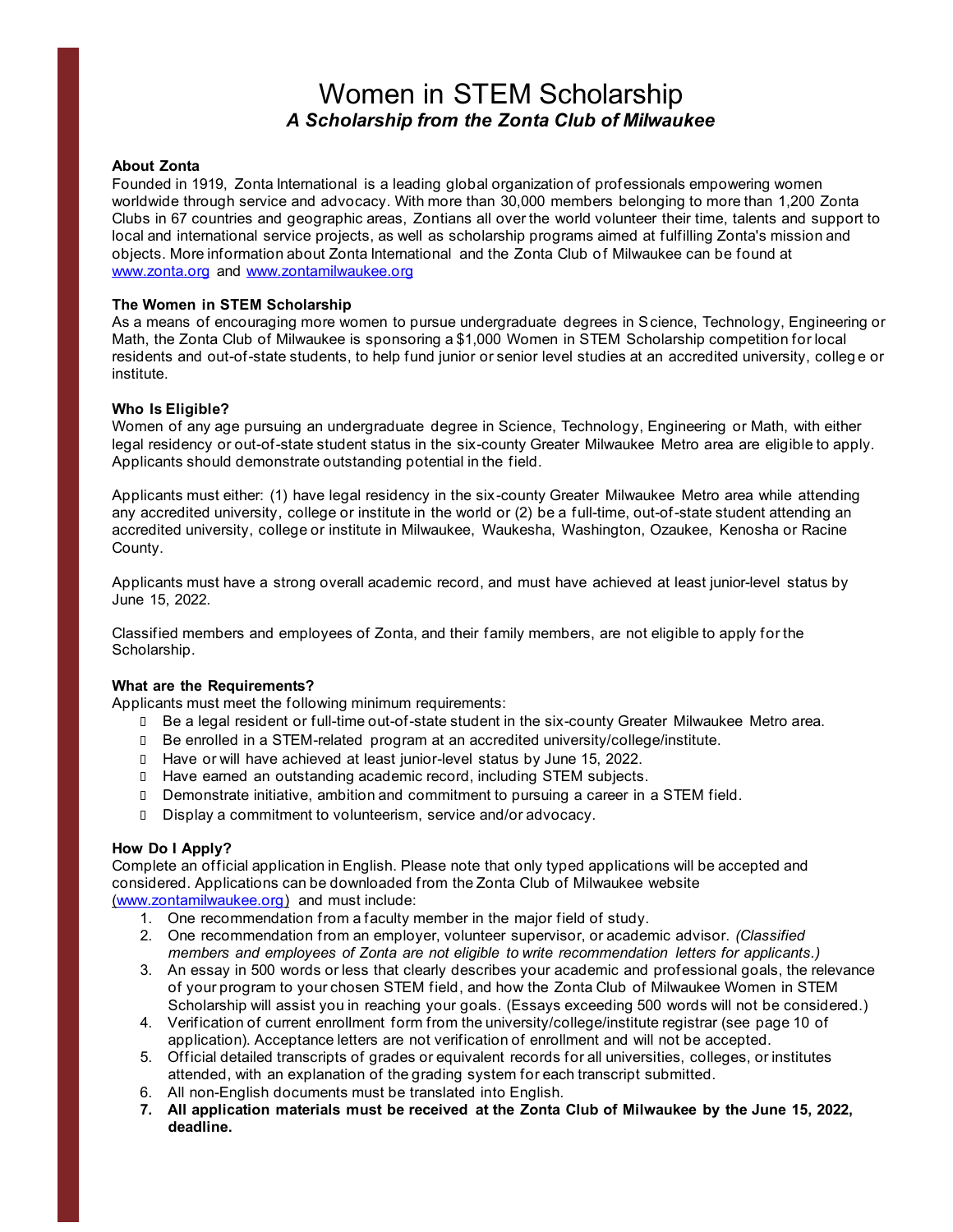# Women in STEM Scholarship

***A Scholarship from the Zonta Club of Milwaukee***

**About Zonta**

Founded in 1919, Zonta International is a leading global organization of professionals empowering women worldwide through service and advocacy. With more than 30,000 members belonging to more than 1,200 Zonta Clubs in 67 countries and geographic areas, Zontians all over the world volunteer their time, talents and support to local and international service projects, as well as scholarship programs aimed at fulfilling Zonta's mission and objects. More information about Zonta International and the Zonta Club of Milwaukee can be found at www.zonta.org and www.zontamilwaukee.org

**The Women in STEM Scholarship**

As a means of encouraging more women to pursue undergraduate degrees in Science, Technology, Engineering or Math, the Zonta Club of Milwaukee is sponsoring a $1,000 Women in STEM Scholarship competition for local residents and out-of-state students, to help fund junior or senior level studies at an accredited university, college or institute.

**Who Is Eligible?**

Women of any age pursuing an undergraduate degree in Science, Technology, Engineering or Math, with either legal residency or out-of-state student status in the six-county Greater Milwaukee Metro area are eligible to apply. Applicants should demonstrate outstanding potential in the field.

Applicants must either: (1) have legal residency in the six-county Greater Milwaukee Metro area while attending any accredited university, college or institute in the world or (2) be a full-time, out-of-state student attending an accredited university, college or institute in Milwaukee, Waukesha, Washington, Ozaukee, Kenosha or Racine County.

Applicants must have a strong overall academic record, and must have achieved at least junior-level status by June 15, 2022.

Classified members and employees of Zonta, and their family members, are not eligible to apply for the Scholarship.

**What are the Requirements?**

Applicants must meet the following minimum requirements:

- Be a legal resident or full-time out-of-state student in the six-county Greater Milwaukee Metro area.
- Be enrolled in a STEM-related program at an accredited university/college/institute.
- Have or will have achieved at least junior-level status by June 15, 2022.
- Have earned an outstanding academic record, including STEM subjects.
- Demonstrate initiative, ambition and commitment to pursuing a career in a STEM field.
- Display a commitment to volunteerism, service and/or advocacy.

**How Do I Apply?**

Complete an official application in English. Please note that only typed applications will be accepted and considered. Applications can be downloaded from the Zonta Club of Milwaukee website (www.zontamilwaukee.org) and must include:

1. One recommendation from a faculty member in the major field of study.
2. One recommendation from an employer, volunteer supervisor, or academic advisor. *(Classified members and employees of Zonta are not eligible to write recommendation letters for applicants.)*
3. An essay in 500 words or less that clearly describes your academic and professional goals, the relevance of your program to your chosen STEM field, and how the Zonta Club of Milwaukee Women in STEM Scholarship will assist you in reaching your goals. (Essays exceeding 500 words will not be considered.)
4. Verification of current enrollment form from the university/college/institute registrar (see page 10 of application). Acceptance letters are not verification of enrollment and will not be accepted.
5. Official detailed transcripts of grades or equivalent records for all universities, colleges, or institutes attended, with an explanation of the grading system for each transcript submitted.
6. All non-English documents must be translated into English.
7. **All application materials must be received at the Zonta Club of Milwaukee by the June 15, 2022, deadline.**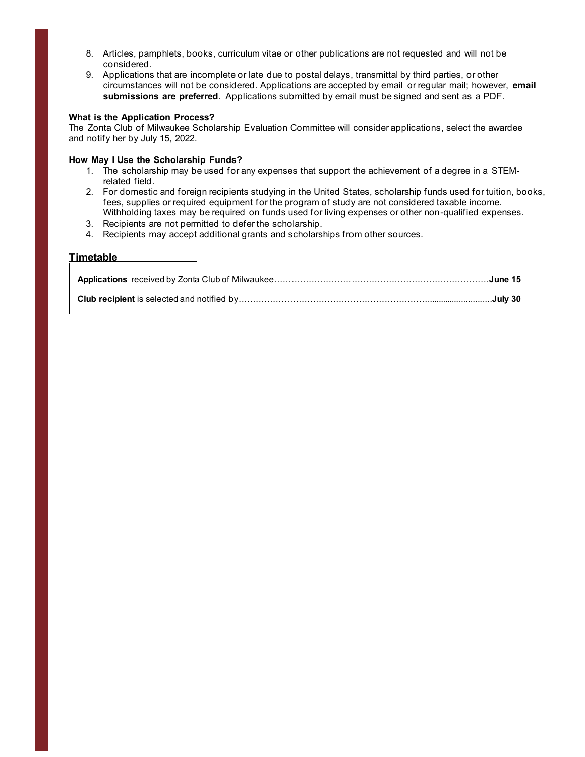8. Articles, pamphlets, books, curriculum vitae or other publications are not requested and will not be considered.
9. Applications that are incomplete or late due to postal delays, transmittal by third parties, or other circumstances will not be considered. Applications are accepted by email or regular mail; however, **email submissions are preferred**. Applications submitted by email must be signed and sent as a PDF.

**What is the Application Process?**
The Zonta Club of Milwaukee Scholarship Evaluation Committee will consider applications, select the awardee and notify her by July 15, 2022.

**How May I Use the Scholarship Funds?**

1. The scholarship may be used for any expenses that support the achievement of a degree in a STEM-related field.
2. For domestic and foreign recipients studying in the United States, scholarship funds used for tuition, books, fees, supplies or required equipment for the program of study are not considered taxable income. Withholding taxes may be required on funds used for living expenses or other non-qualified expenses.
3. Recipients are not permitted to defer the scholarship.
4. Recipients may accept additional grants and scholarships from other sources.

## Timetable

**Applications** received by Zonta Club of Milwaukee……………………………………………………………………**June 15**

**Club recipient** is selected and notified by……………………………………………………………………**July 30**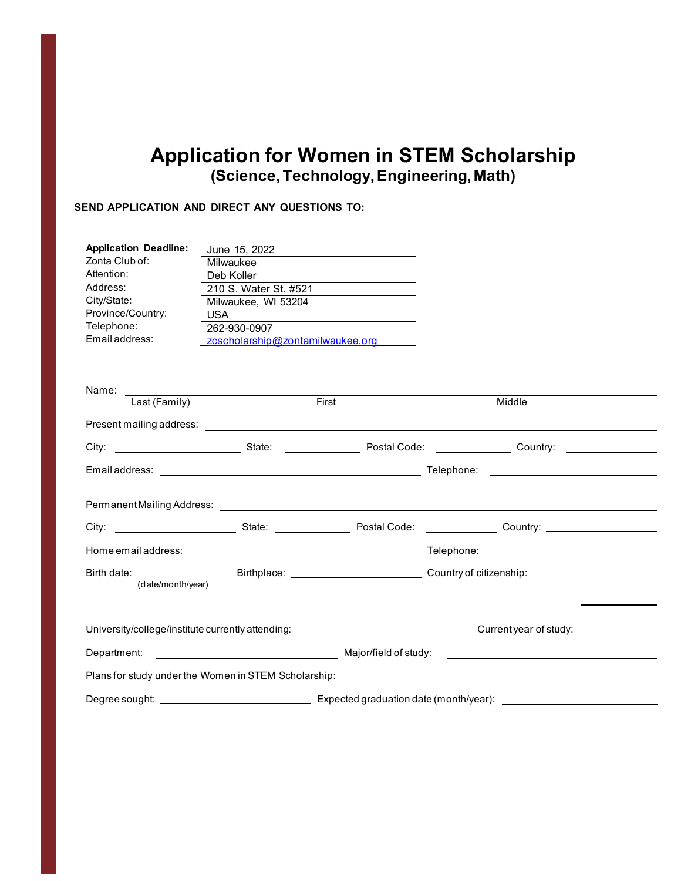# Application for Women in STEM Scholarship

## (Science, Technology, Engineering, Math)

**SEND APPLICATION AND DIRECT ANY QUESTIONS TO:**

| | |
|---|---|
| **Application Deadline:** | June 15, 2022 |
| Zonta Club of: | Milwaukee |
| Attention: | Deb Koller |
| Address: | 210 S. Water St. #521 |
| City/State: | Milwaukee, WI 53204 |
| Province/Country: | USA |
| Telephone: | 262-930-0907 |
| Email address: | zcscholarship@zontamilwaukee.org |

Name: ______________________________________________
Last (Family) First Middle

Present mailing address: ______________________________________________

City: ____________ State: ____________ Postal Code: ____________ Country: ____________

Email address: ______________________ Telephone: ______________________

Permanent Mailing Address: ______________________________________________

City: ____________ State: ____________ Postal Code: ____________ Country: ____________

Home email address: ______________________ Telephone: ______________________

Birth date: ____________ (date/month/year) Birthplace: ____________ Country of citizenship: ____________

University/college/institute currently attending: ______________________ Current year of study: ____________

Department: ______________________ Major/field of study: ______________________

Plans for study under the Women in STEM Scholarship: ______________________

Degree sought: ______________________ Expected graduation date (month/year): ______________________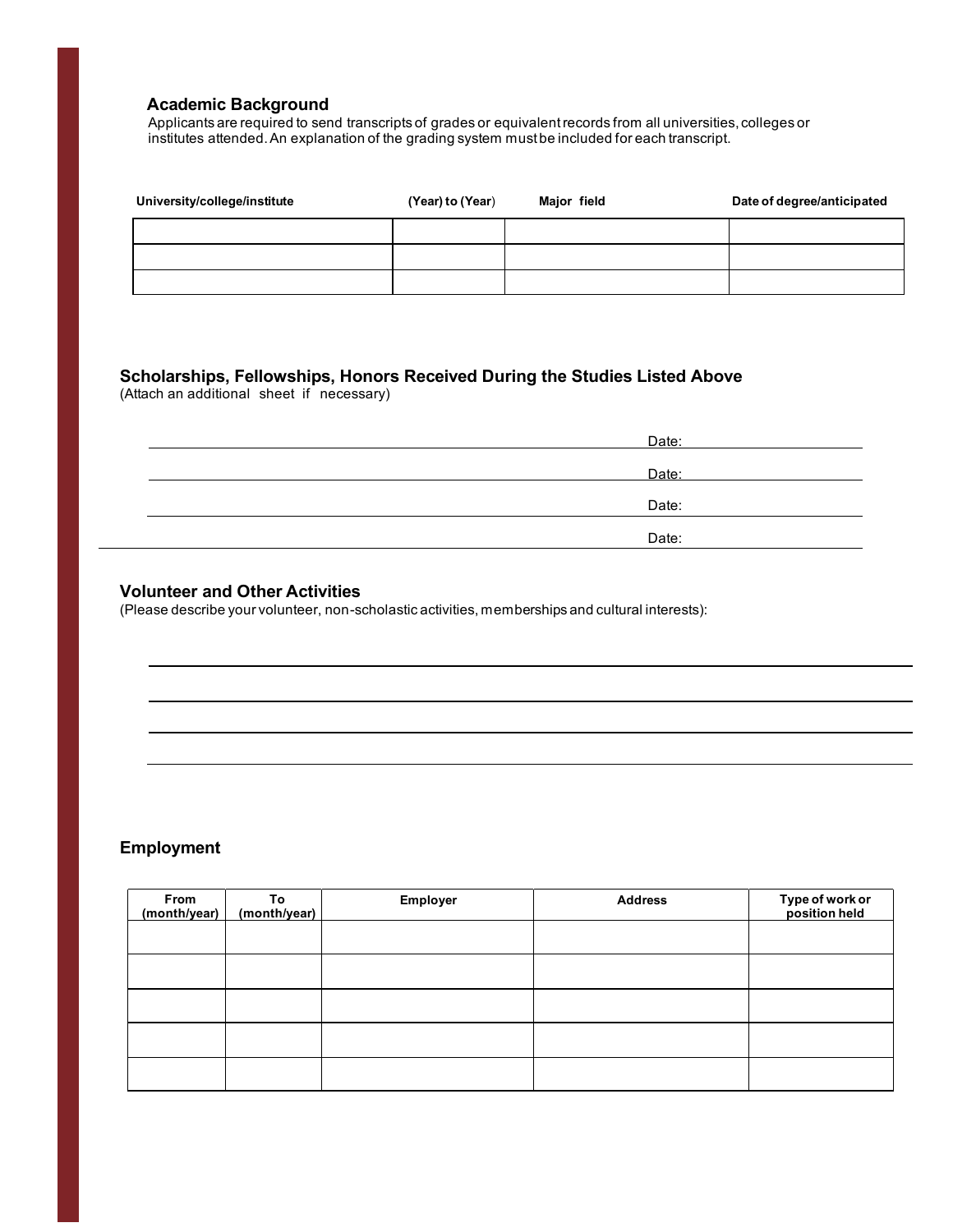## Academic Background

Applicants are required to send transcripts of grades or equivalent records from all universities, colleges or institutes attended. An explanation of the grading system must be included for each transcript.

| University/college/institute | (Year) to (Year) | Major field | Date of degree/anticipated |
|---|---|---|---|
| | | | |
| | | | |
| | | | |

## Scholarships, Fellowships, Honors Received During the Studies Listed Above

(Attach an additional sheet if necessary)

Date:

Date:

Date:

Date:

## Volunteer and Other Activities

(Please describe your volunteer, non-scholastic activities, memberships and cultural interests):

## Employment

| From (month/year) | To (month/year) | Employer | Address | Type of work or position held |
|---|---|---|---|---|
| | | | | |
| | | | | |
| | | | | |
| | | | | |
| | | | | |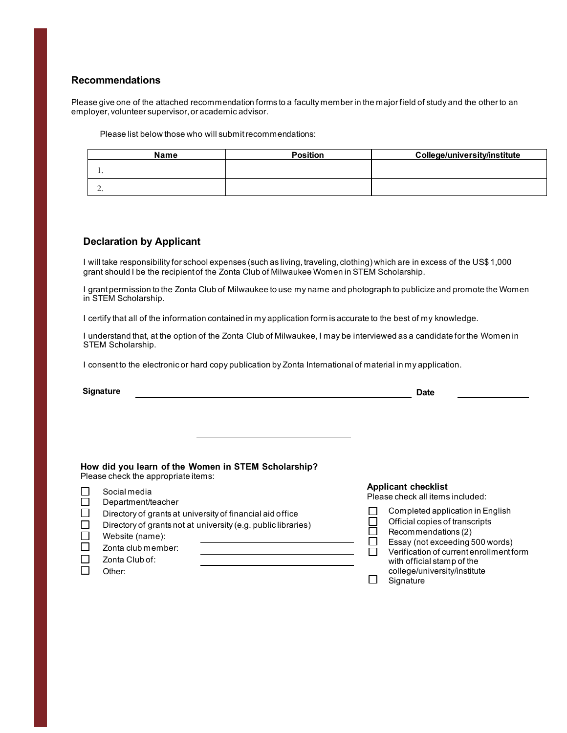## Recommendations

Please give one of the attached recommendation forms to a faculty member in the major field of study and the other to an employer, volunteer supervisor, or academic advisor.

Please list below those who will submit recommendations:

| Name | Position | College/university/institute |
|---|---|---|
| 1. | | |
| 2. | | |

## Declaration by Applicant

I will take responsibility for school expenses (such as living, traveling, clothing) which are in excess of the US$ 1,000 grant should I be the recipient of the Zonta Club of Milwaukee Women in STEM Scholarship.

I grant permission to the Zonta Club of Milwaukee to use my name and photograph to publicize and promote the Women in STEM Scholarship.

I certify that all of the information contained in my application form is accurate to the best of my knowledge.

I understand that, at the option of the Zonta Club of Milwaukee, I may be interviewed as a candidate for the Women in STEM Scholarship.

I consent to the electronic or hard copy publication by Zonta International of material in my application.

**Signature** ______________________________ **Date** ______________

______________________________

**How did you learn of the Women in STEM Scholarship?**
Please check the appropriate items:

- ☐ Social media
- ☐ Department/teacher
- ☐ Directory of grants at university of financial aid office
- ☐ Directory of grants not at university (e.g. public libraries)
- ☐ Website (name): ______________________________
- ☐ Zonta club member: ______________________________
- ☐ Zonta Club of: ______________________________
- ☐ Other:

**Applicant checklist**
Please check all items included:

- ☐ Completed application in English
- ☐ Official copies of transcripts
- ☐ Recommendations (2)
- ☐ Essay (not exceeding 500 words)
- ☐ Verification of current enrollment form with official stamp of the college/university/institute
- ☐ Signature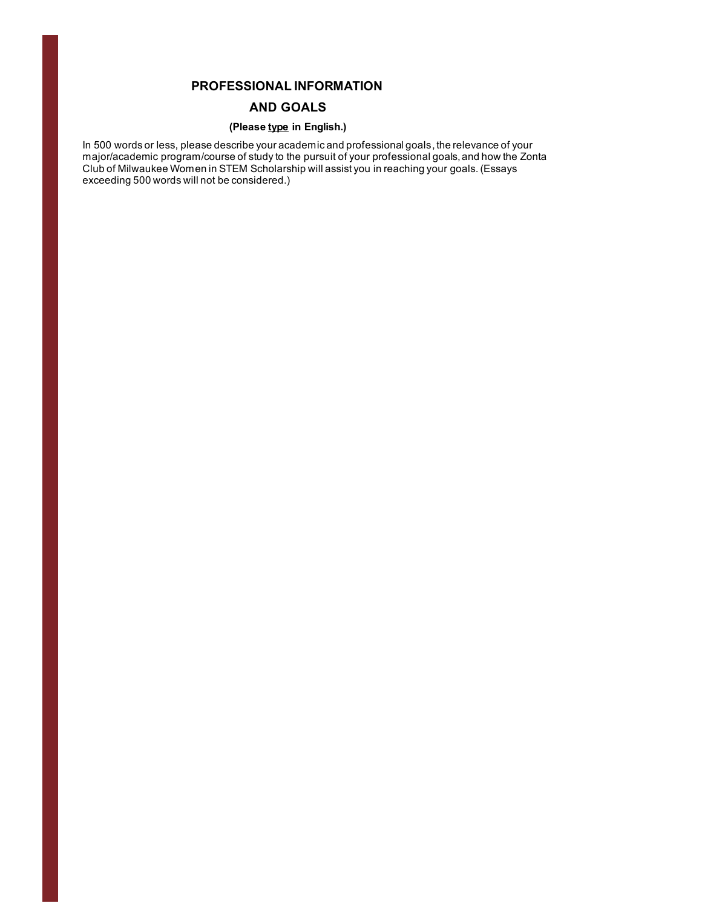## PROFESSIONAL INFORMATION AND GOALS

**(Please type in English.)**

In 500 words or less, please describe your academic and professional goals, the relevance of your major/academic program/course of study to the pursuit of your professional goals, and how the Zonta Club of Milwaukee Women in STEM Scholarship will assist you in reaching your goals. (Essays exceeding 500 words will not be considered.)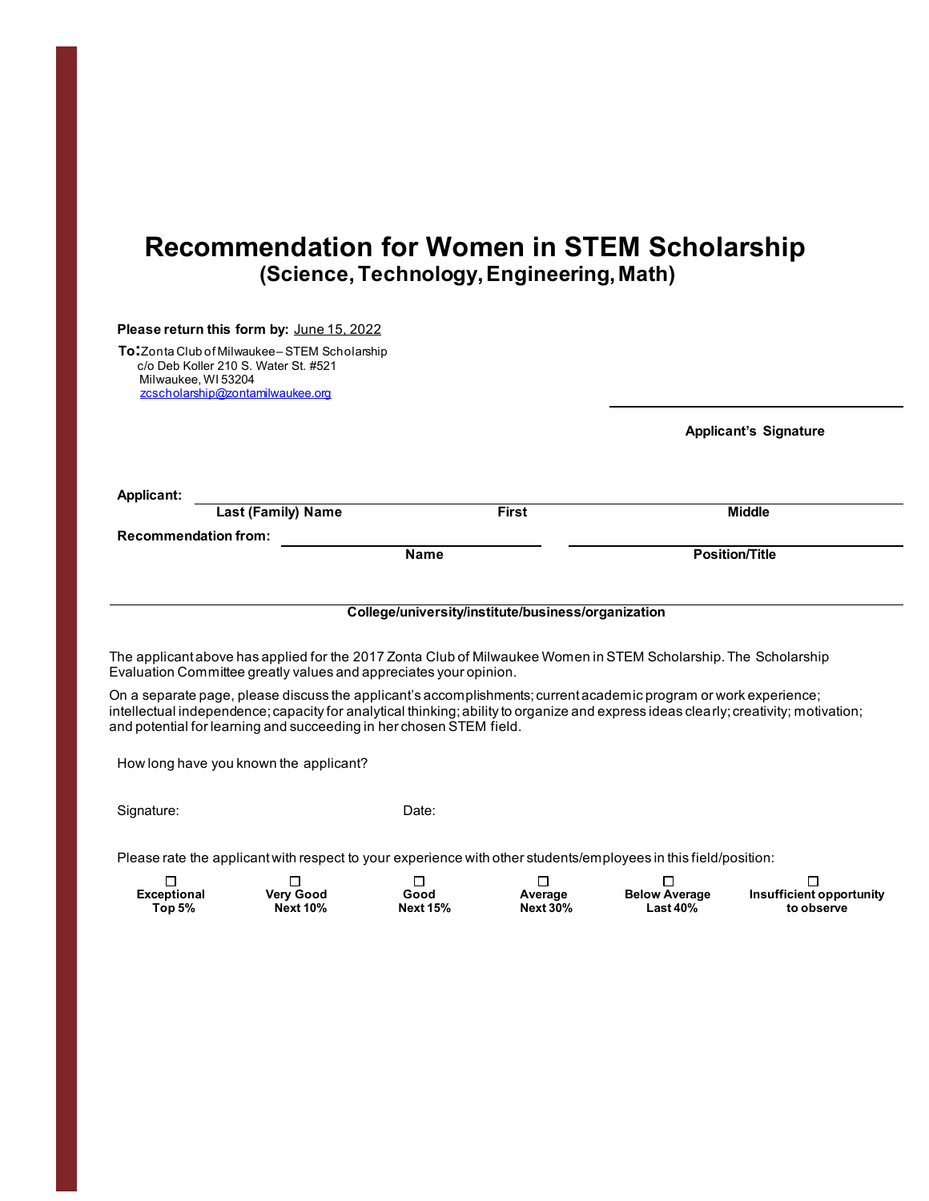# Recommendation for Women in STEM Scholarship

## (Science, Technology, Engineering, Math)

**Please return this form by:** June 15, 2022

**To:** Zonta Club of Milwaukee – STEM Scholarship
c/o Deb Koller 210 S. Water St. #521
Milwaukee, WI 53204
zcscholarship@zontamilwaukee.org

**Applicant's Signature**

**Applicant:**

| **Last (Family) Name** | **First** | **Middle** |
|---|---|---|

**Recommendation from:**

| **Name** | **Position/Title** |
|---|---|

**College/university/institute/business/organization**

The applicant above has applied for the 2017 Zonta Club of Milwaukee Women in STEM Scholarship. The Scholarship Evaluation Committee greatly values and appreciates your opinion.

On a separate page, please discuss the applicant's accomplishments; current academic program or work experience; intellectual independence; capacity for analytical thinking; ability to organize and express ideas clearly; creativity; motivation; and potential for learning and succeeding in her chosen STEM field.

How long have you known the applicant?

Signature: Date:

Please rate the applicant with respect to your experience with other students/employees in this field/position:

| ☐ | ☐ | ☐ | ☐ | ☐ | ☐ |
|---|---|---|---|---|---|
| **Exceptional Top 5%** | **Very Good Next 10%** | **Good Next 15%** | **Average Next 30%** | **Below Average Last 40%** | **Insufficient opportunity to observe** |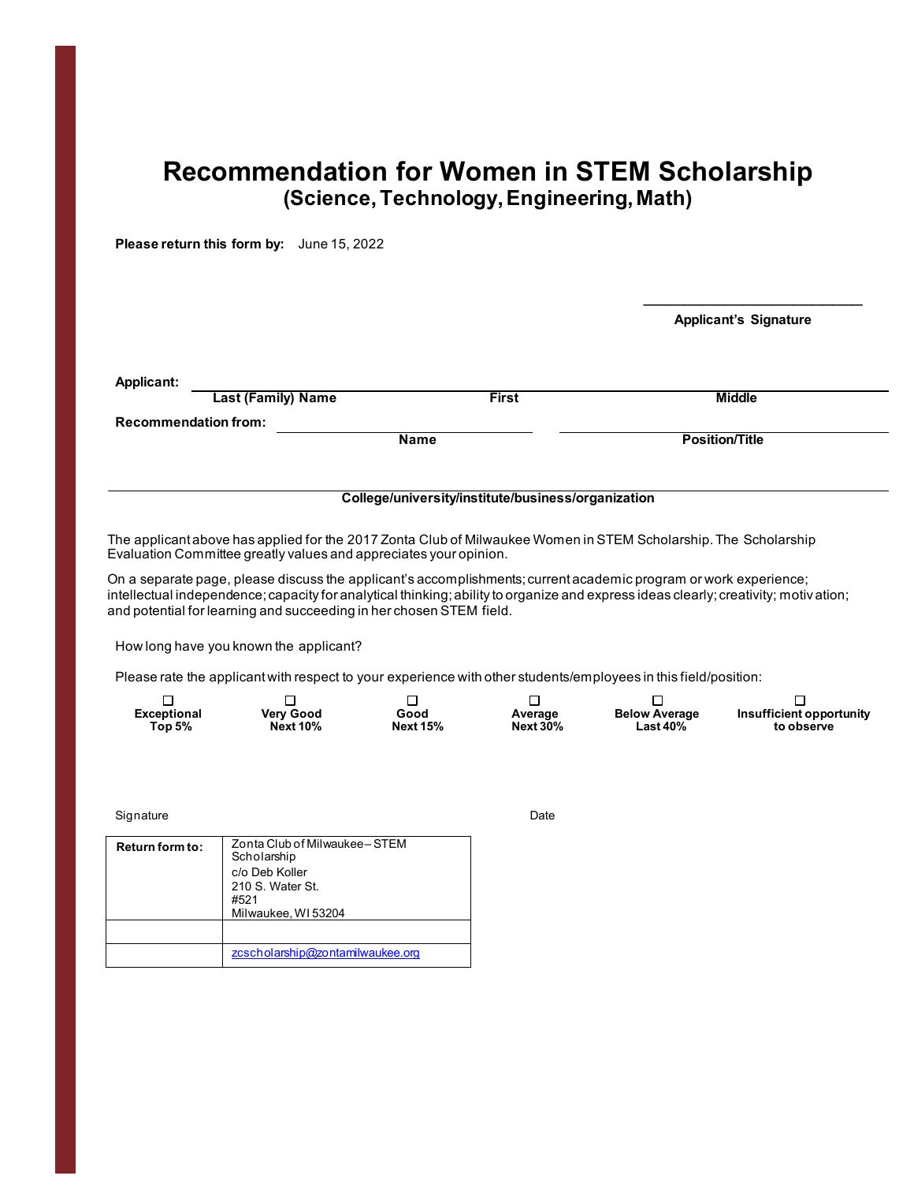# Recommendation for Women in STEM Scholarship
## (Science, Technology, Engineering, Math)

**Please return this form by:** June 15, 2022

______________________________
**Applicant's Signature**

**Applicant:** ______________________________________________

**Last (Family) Name** **First** **Middle**

**Recommendation from:** ______________________ ______________________

**Name** **Position/Title**

______________________________________________

**College/university/institute/business/organization**

The applicant above has applied for the 2017 Zonta Club of Milwaukee Women in STEM Scholarship. The Scholarship Evaluation Committee greatly values and appreciates your opinion.

On a separate page, please discuss the applicant's accomplishments; current academic program or work experience; intellectual independence; capacity for analytical thinking; ability to organize and express ideas clearly; creativity; motivation; and potential for learning and succeeding in her chosen STEM field.

How long have you known the applicant?

Please rate the applicant with respect to your experience with other students/employees in this field/position:

| ☐ | ☐ | ☐ | ☐ | ☐ | ☐ |
|---|---|---|---|---|---|
| **Exceptional Top 5%** | **Very Good Next 10%** | **Good Next 15%** | **Average Next 30%** | **Below Average Last 40%** | **Insufficient opportunity to observe** |

Signature Date

| **Return form to:** | Zonta Club of Milwaukee – STEM Scholarship<br>c/o Deb Koller<br>210 S. Water St.<br>#521<br>Milwaukee, WI 53204 |
|---|---|
| | |
| | zcscholarship@zontamilwaukee.org |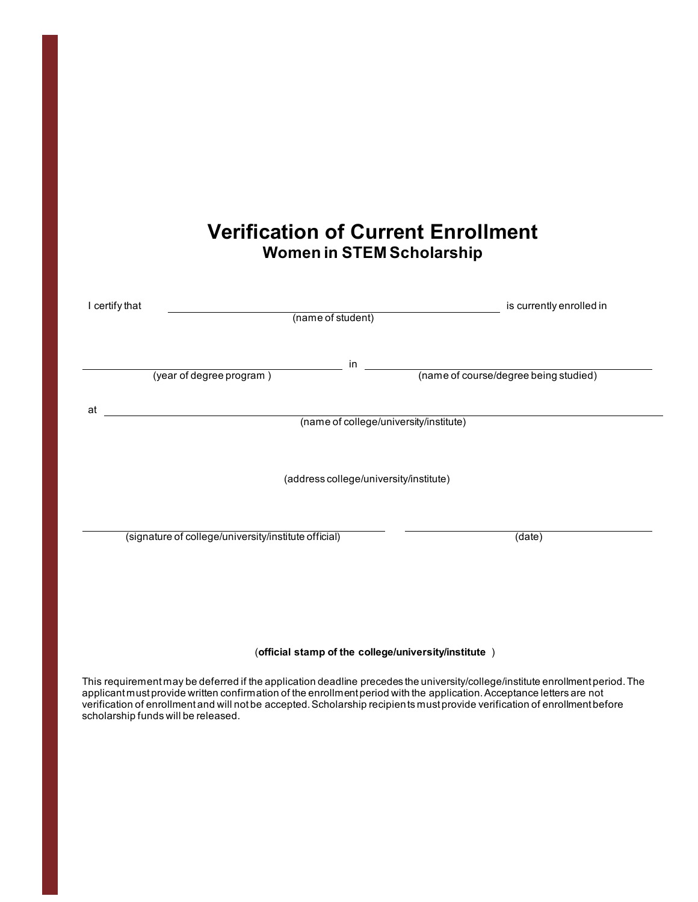# Verification of Current Enrollment

## Women in STEM Scholarship

I certify that ______________________________________________ is currently enrolled in
(name of student)

______________________________ in ______________________________
(year of degree program ) (name of course/degree being studied)

at ____________________________________________________________
(name of college/university/institute)

(address college/university/institute)

______________________________ ______________________________
(signature of college/university/institute official) (date)

(**official stamp of the college/university/institute** )

This requirement may be deferred if the application deadline precedes the university/college/institute enrollment period. The applicant must provide written confirmation of the enrollment period with the application. Acceptance letters are not verification of enrollment and will not be accepted. Scholarship recipients must provide verification of enrollment before scholarship funds will be released.